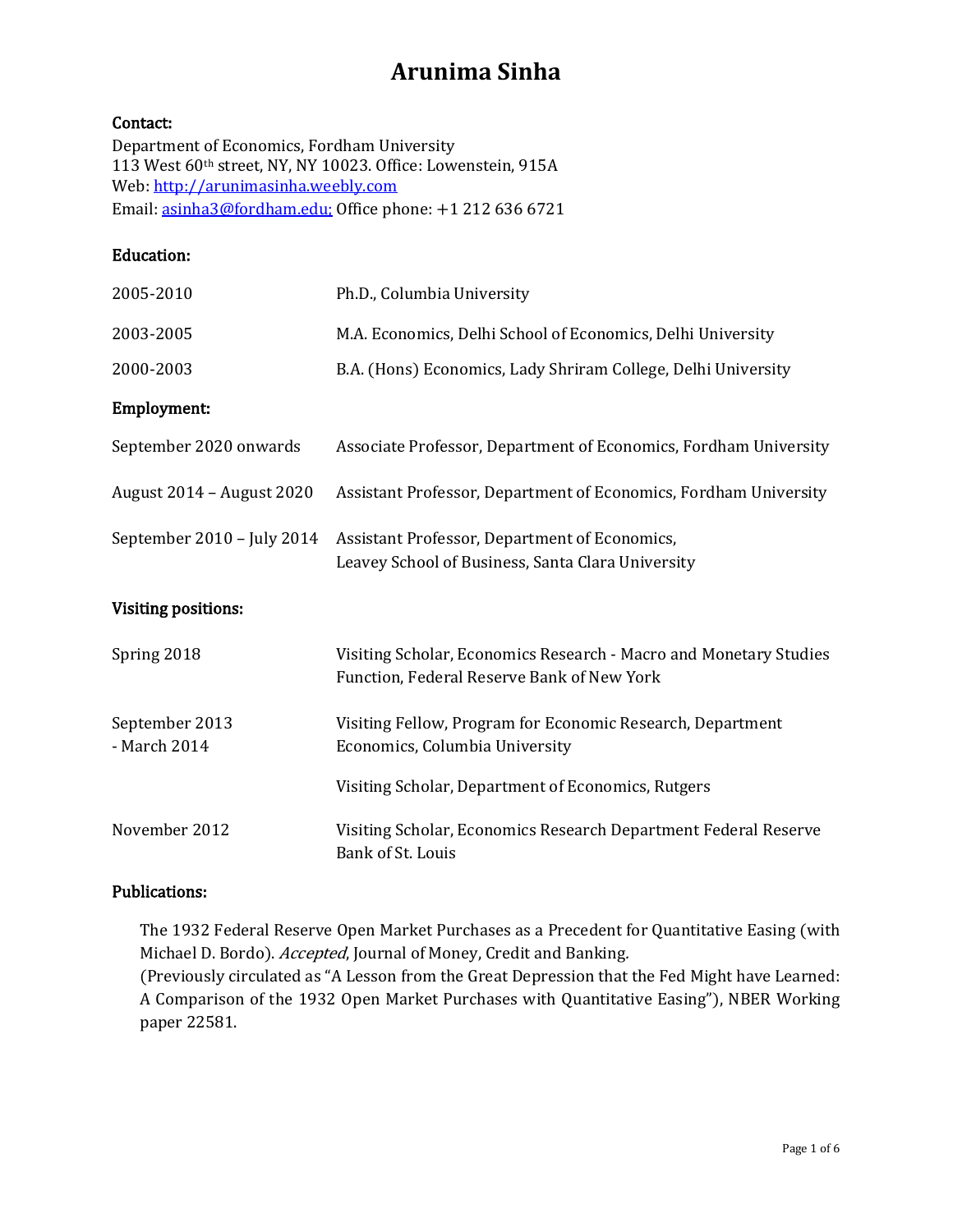# Arunima Sinha

**Contact:**

Department of Economics, Fordham University
113 West 60th street, NY, NY 10023. Office: Lowenstein, 915A
Web: [http://arunimasinha.weebly.com](http://arunimasinha.weebly.com)
Email: [asinha3@fordham.edu;](mailto:asinha3@fordham.edu) Office phone: +1 212 636 6721

**Education:**

| | |
|---|---|
| 2005-2010 | Ph.D., Columbia University |
| 2003-2005 | M.A. Economics, Delhi School of Economics, Delhi University |
| 2000-2003 | B.A. (Hons) Economics, Lady Shriram College, Delhi University |

**Employment:**

| | |
|---|---|
| September 2020 onwards | Associate Professor, Department of Economics, Fordham University |
| August 2014 – August 2020 | Assistant Professor, Department of Economics, Fordham University |
| September 2010 – July 2014 | Assistant Professor, Department of Economics, Leavey School of Business, Santa Clara University |

**Visiting positions:**

| | |
|---|---|
| Spring 2018 | Visiting Scholar, Economics Research - Macro and Monetary Studies Function, Federal Reserve Bank of New York |
| September 2013 - March 2014 | Visiting Fellow, Program for Economic Research, Department Economics, Columbia University |
| | Visiting Scholar, Department of Economics, Rutgers |
| November 2012 | Visiting Scholar, Economics Research Department Federal Reserve Bank of St. Louis |

**Publications:**

The 1932 Federal Reserve Open Market Purchases as a Precedent for Quantitative Easing (with Michael D. Bordo). *Accepted*, Journal of Money, Credit and Banking.
(Previously circulated as "A Lesson from the Great Depression that the Fed Might have Learned: A Comparison of the 1932 Open Market Purchases with Quantitative Easing"), NBER Working paper 22581.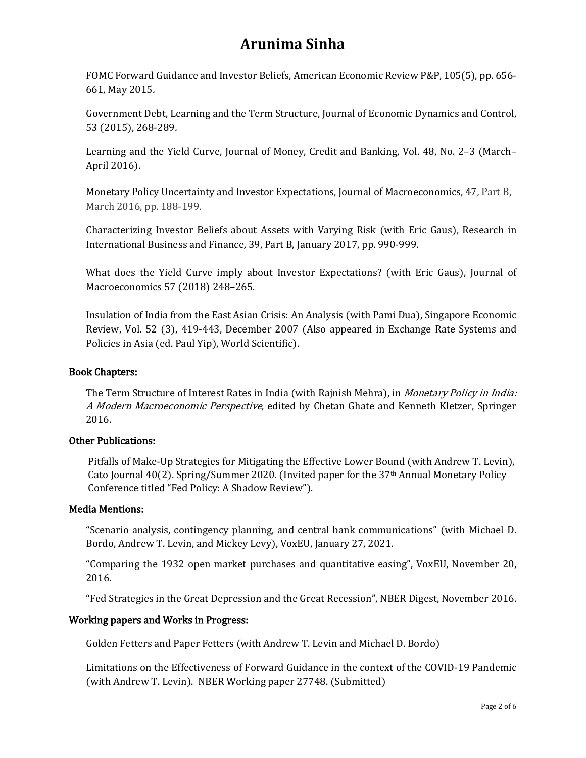FOMC Forward Guidance and Investor Beliefs, American Economic Review P&P, 105(5), pp. 656-661, May 2015.

Government Debt, Learning and the Term Structure, Journal of Economic Dynamics and Control, 53 (2015), 268-289.

Learning and the Yield Curve, Journal of Money, Credit and Banking, Vol. 48, No. 2–3 (March–April 2016).

Monetary Policy Uncertainty and Investor Expectations, Journal of Macroeconomics, 47, Part B, March 2016, pp. 188-199.

Characterizing Investor Beliefs about Assets with Varying Risk (with Eric Gaus), Research in International Business and Finance, 39, Part B, January 2017, pp. 990-999.

What does the Yield Curve imply about Investor Expectations? (with Eric Gaus), Journal of Macroeconomics 57 (2018) 248–265.

Insulation of India from the East Asian Crisis: An Analysis (with Pami Dua), Singapore Economic Review, Vol. 52 (3), 419-443, December 2007 (Also appeared in Exchange Rate Systems and Policies in Asia (ed. Paul Yip), World Scientific).

### Book Chapters:

The Term Structure of Interest Rates in India (with Rajnish Mehra), in *Monetary Policy in India: A Modern Macroeconomic Perspective*, edited by Chetan Ghate and Kenneth Kletzer, Springer 2016.

### Other Publications:

Pitfalls of Make-Up Strategies for Mitigating the Effective Lower Bound (with Andrew T. Levin), Cato Journal 40(2). Spring/Summer 2020. (Invited paper for the 37th Annual Monetary Policy Conference titled "Fed Policy: A Shadow Review").

### Media Mentions:

"Scenario analysis, contingency planning, and central bank communications" (with Michael D. Bordo, Andrew T. Levin, and Mickey Levy), VoxEU, January 27, 2021.

"Comparing the 1932 open market purchases and quantitative easing", VoxEU, November 20, 2016.

"Fed Strategies in the Great Depression and the Great Recession", NBER Digest, November 2016.

### Working papers and Works in Progress:

Golden Fetters and Paper Fetters (with Andrew T. Levin and Michael D. Bordo)

Limitations on the Effectiveness of Forward Guidance in the context of the COVID-19 Pandemic (with Andrew T. Levin). NBER Working paper 27748. (Submitted)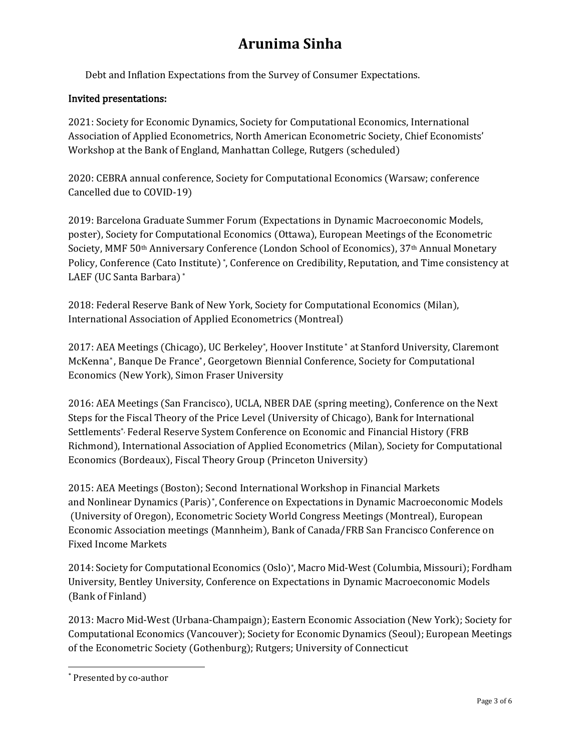Debt and Inflation Expectations from the Survey of Consumer Expectations.

**Invited presentations:**

2021: Society for Economic Dynamics, Society for Computational Economics, International Association of Applied Econometrics, North American Econometric Society, Chief Economists' Workshop at the Bank of England, Manhattan College, Rutgers (scheduled)

2020: CEBRA annual conference, Society for Computational Economics (Warsaw; conference Cancelled due to COVID-19)

2019: Barcelona Graduate Summer Forum (Expectations in Dynamic Macroeconomic Models, poster), Society for Computational Economics (Ottawa), European Meetings of the Econometric Society, MMF 50th Anniversary Conference (London School of Economics), 37th Annual Monetary Policy, Conference (Cato Institute) *, Conference on Credibility, Reputation, and Time consistency at LAEF (UC Santa Barbara) *

2018: Federal Reserve Bank of New York, Society for Computational Economics (Milan), International Association of Applied Econometrics (Montreal)

2017: AEA Meetings (Chicago), UC Berkeley*, Hoover Institute * at Stanford University, Claremont McKenna*, Banque De France*, Georgetown Biennial Conference, Society for Computational Economics (New York), Simon Fraser University

2016: AEA Meetings (San Francisco), UCLA, NBER DAE (spring meeting), Conference on the Next Steps for the Fiscal Theory of the Price Level (University of Chicago), Bank for International Settlements*, Federal Reserve System Conference on Economic and Financial History (FRB Richmond), International Association of Applied Econometrics (Milan), Society for Computational Economics (Bordeaux), Fiscal Theory Group (Princeton University)

2015: AEA Meetings (Boston); Second International Workshop in Financial Markets and Nonlinear Dynamics (Paris)*, Conference on Expectations in Dynamic Macroeconomic Models (University of Oregon), Econometric Society World Congress Meetings (Montreal), European Economic Association meetings (Mannheim), Bank of Canada/FRB San Francisco Conference on Fixed Income Markets

2014: Society for Computational Economics (Oslo)*, Macro Mid-West (Columbia, Missouri); Fordham University, Bentley University, Conference on Expectations in Dynamic Macroeconomic Models (Bank of Finland)

2013: Macro Mid-West (Urbana-Champaign); Eastern Economic Association (New York); Society for Computational Economics (Vancouver); Society for Economic Dynamics (Seoul); European Meetings of the Econometric Society (Gothenburg); Rutgers; University of Connecticut

---

* Presented by co-author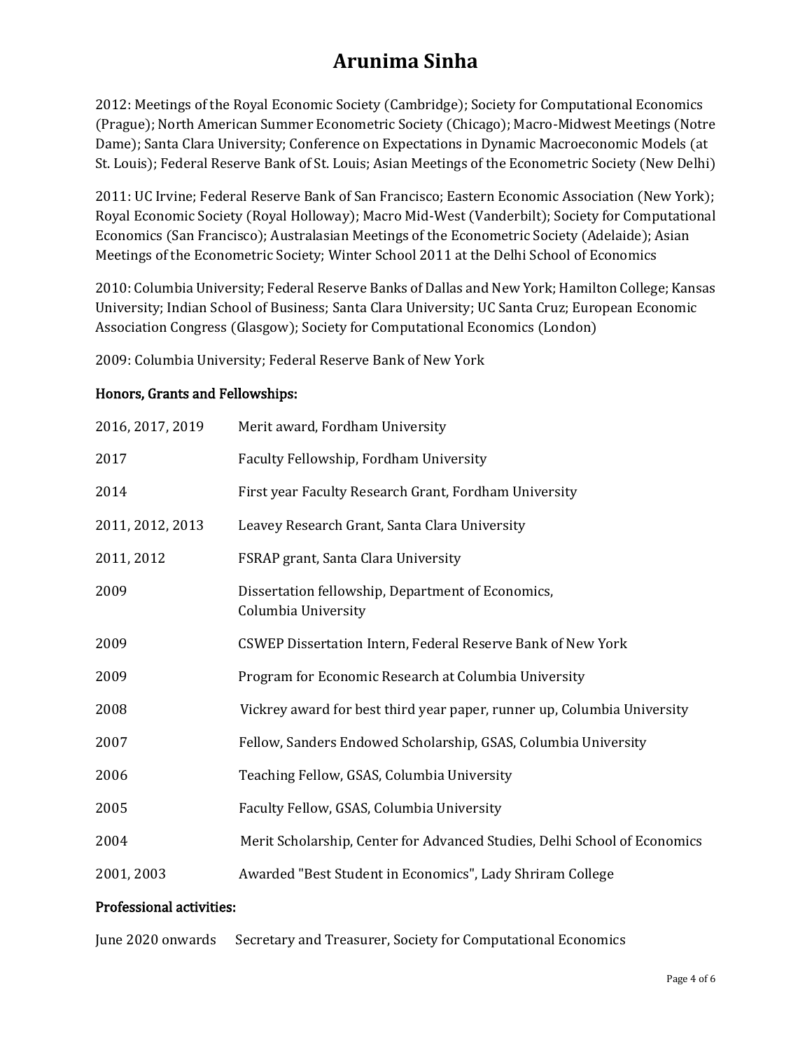2012: Meetings of the Royal Economic Society (Cambridge); Society for Computational Economics (Prague); North American Summer Econometric Society (Chicago); Macro-Midwest Meetings (Notre Dame); Santa Clara University; Conference on Expectations in Dynamic Macroeconomic Models (at St. Louis); Federal Reserve Bank of St. Louis; Asian Meetings of the Econometric Society (New Delhi)

2011: UC Irvine; Federal Reserve Bank of San Francisco; Eastern Economic Association (New York); Royal Economic Society (Royal Holloway); Macro Mid-West (Vanderbilt); Society for Computational Economics (San Francisco); Australasian Meetings of the Econometric Society (Adelaide); Asian Meetings of the Econometric Society; Winter School 2011 at the Delhi School of Economics

2010: Columbia University; Federal Reserve Banks of Dallas and New York; Hamilton College; Kansas University; Indian School of Business; Santa Clara University; UC Santa Cruz; European Economic Association Congress (Glasgow); Society for Computational Economics (London)

2009: Columbia University; Federal Reserve Bank of New York

## Honors, Grants and Fellowships:

| | |
|---|---|
| 2016, 2017, 2019 | Merit award, Fordham University |
| 2017 | Faculty Fellowship, Fordham University |
| 2014 | First year Faculty Research Grant, Fordham University |
| 2011, 2012, 2013 | Leavey Research Grant, Santa Clara University |
| 2011, 2012 | FSRAP grant, Santa Clara University |
| 2009 | Dissertation fellowship, Department of Economics, Columbia University |
| 2009 | CSWEP Dissertation Intern, Federal Reserve Bank of New York |
| 2009 | Program for Economic Research at Columbia University |
| 2008 | Vickrey award for best third year paper, runner up, Columbia University |
| 2007 | Fellow, Sanders Endowed Scholarship, GSAS, Columbia University |
| 2006 | Teaching Fellow, GSAS, Columbia University |
| 2005 | Faculty Fellow, GSAS, Columbia University |
| 2004 | Merit Scholarship, Center for Advanced Studies, Delhi School of Economics |
| 2001, 2003 | Awarded "Best Student in Economics", Lady Shriram College |

## Professional activities:

| | |
|---|---|
| June 2020 onwards | Secretary and Treasurer, Society for Computational Economics |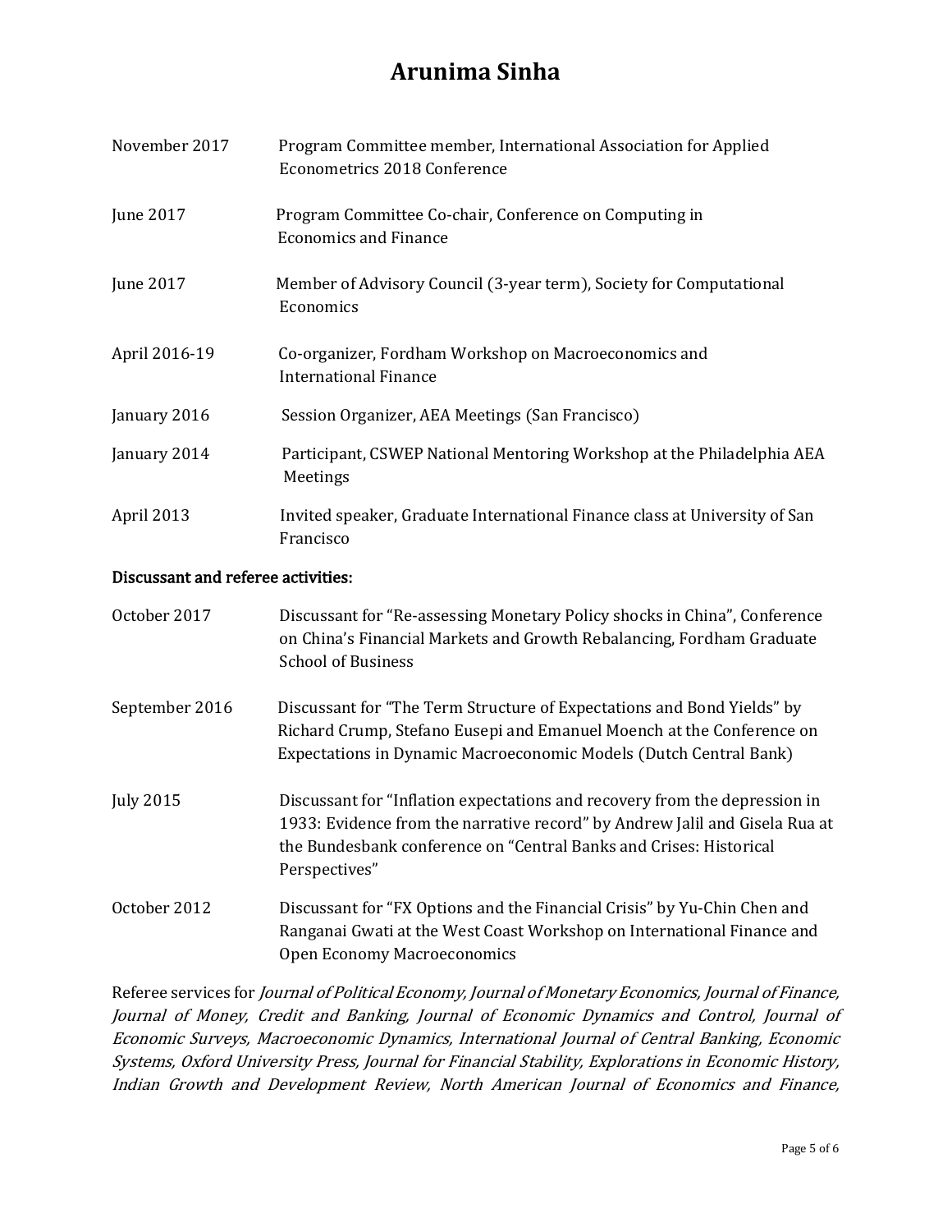# Arunima Sinha

| | |
|---|---|
| November 2017 | Program Committee member, International Association for Applied Econometrics 2018 Conference |
| June 2017 | Program Committee Co-chair, Conference on Computing in Economics and Finance |
| June 2017 | Member of Advisory Council (3-year term), Society for Computational Economics |
| April 2016-19 | Co-organizer, Fordham Workshop on Macroeconomics and International Finance |
| January 2016 | Session Organizer, AEA Meetings (San Francisco) |
| January 2014 | Participant, CSWEP National Mentoring Workshop at the Philadelphia AEA Meetings |
| April 2013 | Invited speaker, Graduate International Finance class at University of San Francisco |

**Discussant and referee activities:**

| | |
|---|---|
| October 2017 | Discussant for "Re-assessing Monetary Policy shocks in China", Conference on China's Financial Markets and Growth Rebalancing, Fordham Graduate School of Business |
| September 2016 | Discussant for "The Term Structure of Expectations and Bond Yields" by Richard Crump, Stefano Eusepi and Emanuel Moench at the Conference on Expectations in Dynamic Macroeconomic Models (Dutch Central Bank) |
| July 2015 | Discussant for "Inflation expectations and recovery from the depression in 1933: Evidence from the narrative record" by Andrew Jalil and Gisela Rua at the Bundesbank conference on "Central Banks and Crises: Historical Perspectives" |
| October 2012 | Discussant for "FX Options and the Financial Crisis" by Yu-Chin Chen and Ranganai Gwati at the West Coast Workshop on International Finance and Open Economy Macroeconomics |

Referee services for *Journal of Political Economy, Journal of Monetary Economics, Journal of Finance, Journal of Money, Credit and Banking, Journal of Economic Dynamics and Control, Journal of Economic Surveys, Macroeconomic Dynamics, International Journal of Central Banking, Economic Systems, Oxford University Press, Journal for Financial Stability, Explorations in Economic History, Indian Growth and Development Review, North American Journal of Economics and Finance,*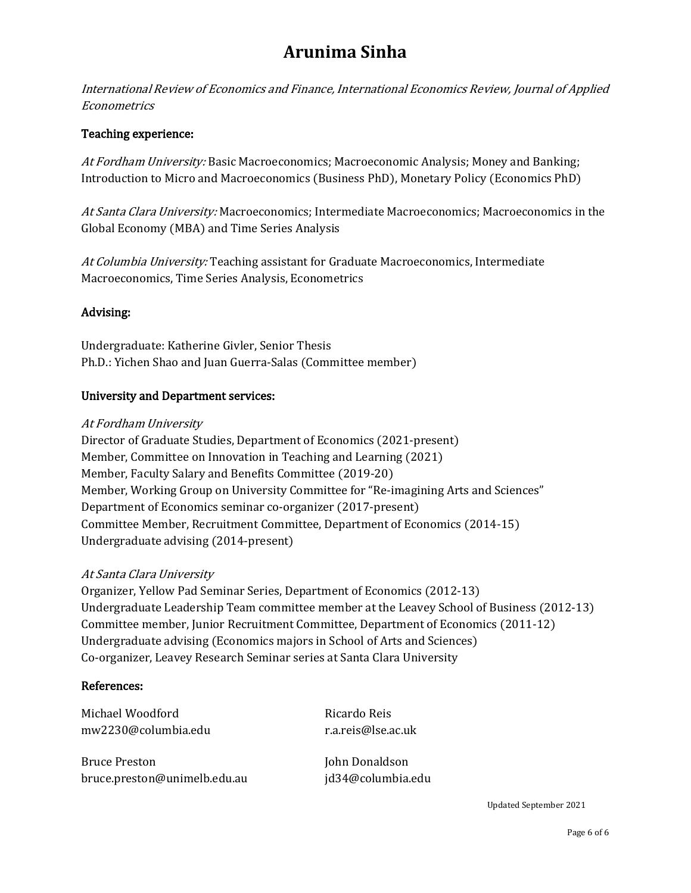# Arunima Sinha

*International Review of Economics and Finance, International Economics Review, Journal of Applied Econometrics*

## Teaching experience:

*At Fordham University:* Basic Macroeconomics; Macroeconomic Analysis; Money and Banking; Introduction to Micro and Macroeconomics (Business PhD), Monetary Policy (Economics PhD)

*At Santa Clara University:* Macroeconomics; Intermediate Macroeconomics; Macroeconomics in the Global Economy (MBA) and Time Series Analysis

*At Columbia University:* Teaching assistant for Graduate Macroeconomics, Intermediate Macroeconomics, Time Series Analysis, Econometrics

## Advising:

Undergraduate: Katherine Givler, Senior Thesis
Ph.D.: Yichen Shao and Juan Guerra-Salas (Committee member)

## University and Department services:

*At Fordham University*
Director of Graduate Studies, Department of Economics (2021-present)
Member, Committee on Innovation in Teaching and Learning (2021)
Member, Faculty Salary and Benefits Committee (2019-20)
Member, Working Group on University Committee for "Re-imagining Arts and Sciences"
Department of Economics seminar co-organizer (2017-present)
Committee Member, Recruitment Committee, Department of Economics (2014-15)
Undergraduate advising (2014-present)

*At Santa Clara University*
Organizer, Yellow Pad Seminar Series, Department of Economics (2012-13)
Undergraduate Leadership Team committee member at the Leavey School of Business (2012-13)
Committee member, Junior Recruitment Committee, Department of Economics (2011-12)
Undergraduate advising (Economics majors in School of Arts and Sciences)
Co-organizer, Leavey Research Seminar series at Santa Clara University

## References:

Michael Woodford
mw2230@columbia.edu

Ricardo Reis
r.a.reis@lse.ac.uk

Bruce Preston
bruce.preston@unimelb.edu.au

John Donaldson
jd34@columbia.edu

Updated September 2021